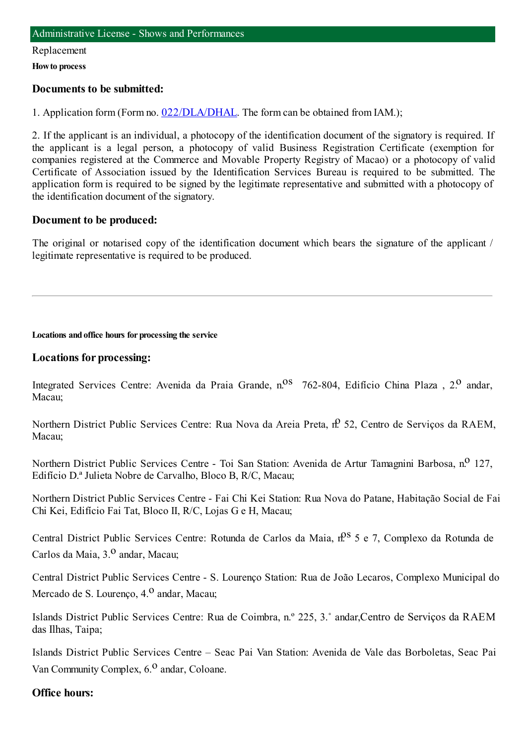# Administrative License - Shows and Performances

Replacement

**How to process**

### Documents to be submitted:

1. Application form (Form no. [022/DLA/DHAL](022/DLA/DHAL). The form can be obtained from IAM.);

2. If the applicant is an individual, a photocopy of the identification document of the signatory is required. If the applicant is a legal person, a photocopy of valid Business Registration Certificate (exemption for companies registered at the Commerce and Movable Property Registry of Macao) or a photocopy of valid Certificate of Association issued by the Identification Services Bureau is required to be submitted. The application form is required to be signed by the legitimate representative and submitted with a photocopy of the identification document of the signatory.

### Document to be produced:

The original or notarised copy of the identification document which bears the signature of the applicant / legitimate representative is required to be produced.

---

**Locations and office hours for processing the service**

### Locations for processing:

Integrated Services Centre: Avenida da Praia Grande, n.os 762-804, Edifício China Plaza , 2.o andar, Macau;

Northern District Public Services Centre: Rua Nova da Areia Preta, n.o 52, Centro de Serviços da RAEM, Macau;

Northern District Public Services Centre - Toi San Station: Avenida de Artur Tamagnini Barbosa, n.o 127, Edifício D.ª Julieta Nobre de Carvalho, Bloco B, R/C, Macau;

Northern District Public Services Centre - Fai Chi Kei Station: Rua Nova do Patane, Habitação Social de Fai Chi Kei, Edifício Fai Tat, Bloco II, R/C, Lojas G e H, Macau;

Central District Public Services Centre: Rotunda de Carlos da Maia, n.os 5 e 7, Complexo da Rotunda de Carlos da Maia, 3.o andar, Macau;

Central District Public Services Centre - S. Lourenço Station: Rua de João Lecaros, Complexo Municipal do Mercado de S. Lourenço, 4.o andar, Macau;

Islands District Public Services Centre: Rua de Coimbra, n.º 225, 3.˚ andar,Centro de Serviços da RAEM das Ilhas, Taipa;

Islands District Public Services Centre – Seac Pai Van Station: Avenida de Vale das Borboletas, Seac Pai Van Community Complex, 6.o andar, Coloane.

### Office hours: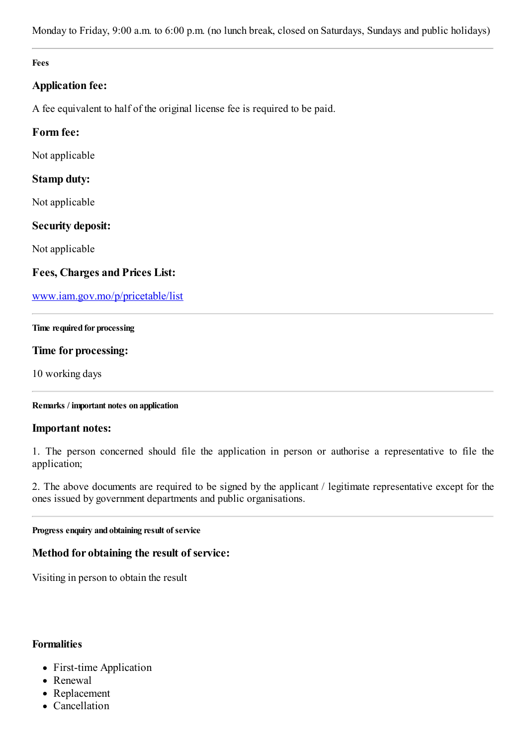Monday to Friday, 9:00 a.m. to 6:00 p.m. (no lunch break, closed on Saturdays, Sundays and public holidays)

---

#### Fees

### Application fee:

A fee equivalent to half of the original license fee is required to be paid.

### Form fee:

Not applicable

### Stamp duty:

Not applicable

### Security deposit:

Not applicable

### Fees, Charges and Prices List:

[www.iam.gov.mo/p/pricetable/list](www.iam.gov.mo/p/pricetable/list)

---

#### Time required for processing

### Time for processing:

10 working days

---

#### Remarks / important notes on application

### Important notes:

1. The person concerned should file the application in person or authorise a representative to file the application;

2. The above documents are required to be signed by the applicant / legitimate representative except for the ones issued by government departments and public organisations.

---

#### Progress enquiry and obtaining result of service

### Method for obtaining the result of service:

Visiting in person to obtain the result

**Formalities**

- First-time Application
- Renewal
- Replacement
- Cancellation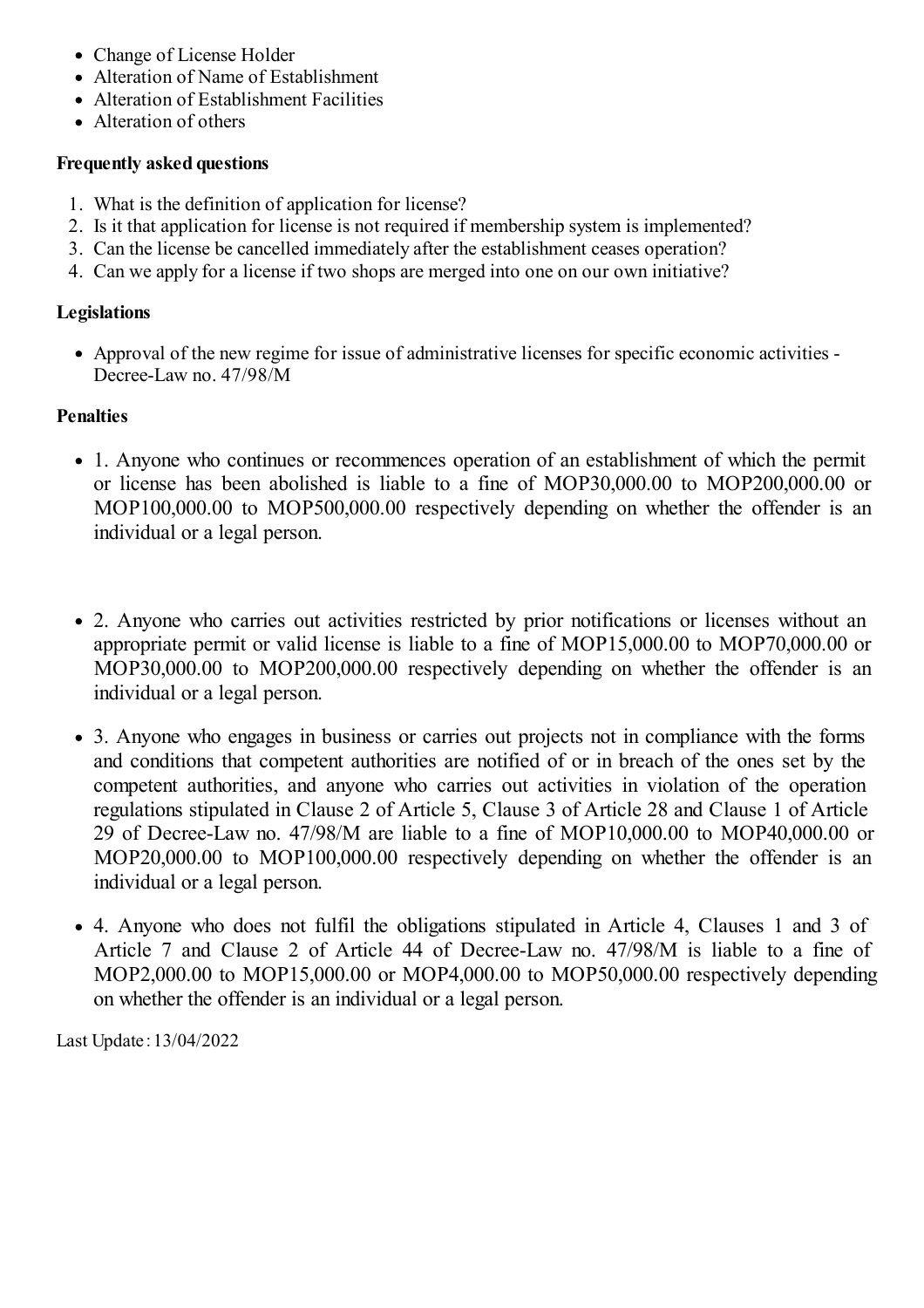- Change of License Holder
- Alteration of Name of Establishment
- Alteration of Establishment Facilities
- Alteration of others

**Frequently asked questions**

1. What is the definition of application for license?
2. Is it that application for license is not required if membership system is implemented?
3. Can the license be cancelled immediately after the establishment ceases operation?
4. Can we apply for a license if two shops are merged into one on our own initiative?

**Legislations**

- Approval of the new regime for issue of administrative licenses for specific economic activities - Decree-Law no. 47/98/M

**Penalties**

- 1. Anyone who continues or recommences operation of an establishment of which the permit or license has been abolished is liable to a fine of MOP30,000.00 to MOP200,000.00 or MOP100,000.00 to MOP500,000.00 respectively depending on whether the offender is an individual or a legal person.

- 2. Anyone who carries out activities restricted by prior notifications or licenses without an appropriate permit or valid license is liable to a fine of MOP15,000.00 to MOP70,000.00 or MOP30,000.00 to MOP200,000.00 respectively depending on whether the offender is an individual or a legal person.

- 3. Anyone who engages in business or carries out projects not in compliance with the forms and conditions that competent authorities are notified of or in breach of the ones set by the competent authorities, and anyone who carries out activities in violation of the operation regulations stipulated in Clause 2 of Article 5, Clause 3 of Article 28 and Clause 1 of Article 29 of Decree-Law no. 47/98/M are liable to a fine of MOP10,000.00 to MOP40,000.00 or MOP20,000.00 to MOP100,000.00 respectively depending on whether the offender is an individual or a legal person.

- 4. Anyone who does not fulfil the obligations stipulated in Article 4, Clauses 1 and 3 of Article 7 and Clause 2 of Article 44 of Decree-Law no. 47/98/M is liable to a fine of MOP2,000.00 to MOP15,000.00 or MOP4,000.00 to MOP50,000.00 respectively depending on whether the offender is an individual or a legal person.

Last Update : 13/04/2022